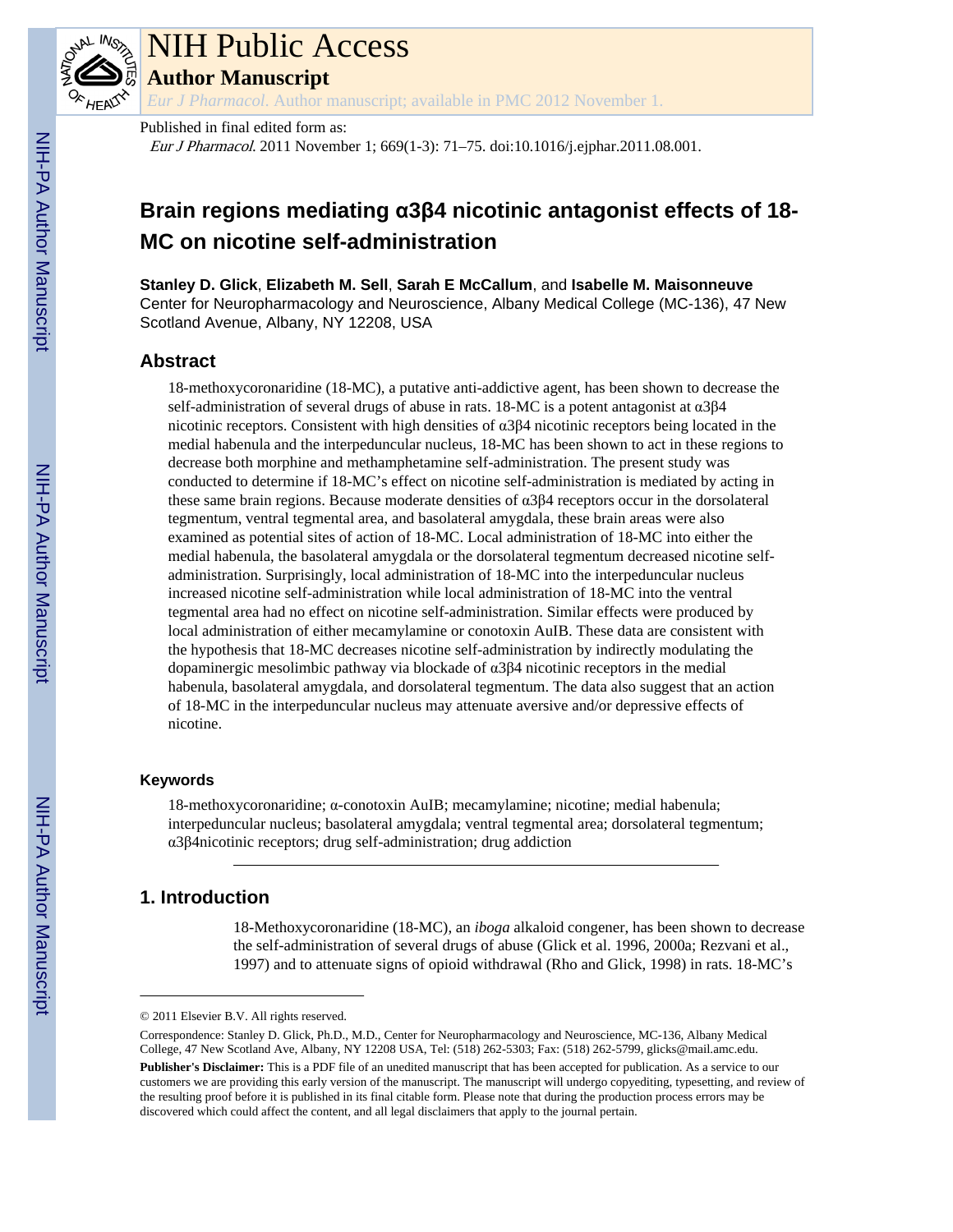# NIH Public Access

## Author Manuscript

*Eur J Pharmacol*. Author manuscript; available in PMC 2012 November 1.

Published in final edited form as:

*Eur J Pharmacol*. 2011 November 1; 669(1-3): 71–75. doi:10.1016/j.ejphar.2011.08.001.

# Brain regions mediating α3β4 nicotinic antagonist effects of 18-MC on nicotine self-administration

**Stanley D. Glick**, **Elizabeth M. Sell**, **Sarah E McCallum**, and **Isabelle M. Maisonneuve**

Center for Neuropharmacology and Neuroscience, Albany Medical College (MC-136), 47 New Scotland Avenue, Albany, NY 12208, USA

## Abstract

18-methoxycoronaridine (18-MC), a putative anti-addictive agent, has been shown to decrease the self-administration of several drugs of abuse in rats. 18-MC is a potent antagonist at α3β4 nicotinic receptors. Consistent with high densities of α3β4 nicotinic receptors being located in the medial habenula and the interpeduncular nucleus, 18-MC has been shown to act in these regions to decrease both morphine and methamphetamine self-administration. The present study was conducted to determine if 18-MC's effect on nicotine self-administration is mediated by acting in these same brain regions. Because moderate densities of α3β4 receptors occur in the dorsolateral tegmentum, ventral tegmental area, and basolateral amygdala, these brain areas were also examined as potential sites of action of 18-MC. Local administration of 18-MC into either the medial habenula, the basolateral amygdala or the dorsolateral tegmentum decreased nicotine self-administration. Surprisingly, local administration of 18-MC into the interpeduncular nucleus increased nicotine self-administration while local administration of 18-MC into the ventral tegmental area had no effect on nicotine self-administration. Similar effects were produced by local administration of either mecamylamine or conotoxin AuIB. These data are consistent with the hypothesis that 18-MC decreases nicotine self-administration by indirectly modulating the dopaminergic mesolimbic pathway via blockade of α3β4 nicotinic receptors in the medial habenula, basolateral amygdala, and dorsolateral tegmentum. The data also suggest that an action of 18-MC in the interpeduncular nucleus may attenuate aversive and/or depressive effects of nicotine.

### Keywords

18-methoxycoronaridine; α-conotoxin AuIB; mecamylamine; nicotine; medial habenula; interpeduncular nucleus; basolateral amygdala; ventral tegmental area; dorsolateral tegmentum; α3β4nicotinic receptors; drug self-administration; drug addiction

## 1. Introduction

18-Methoxycoronaridine (18-MC), an *iboga* alkaloid congener, has been shown to decrease the self-administration of several drugs of abuse (Glick et al. 1996, 2000a; Rezvani et al., 1997) and to attenuate signs of opioid withdrawal (Rho and Glick, 1998) in rats. 18-MC's

---

© 2011 Elsevier B.V. All rights reserved.

Correspondence: Stanley D. Glick, Ph.D., M.D., Center for Neuropharmacology and Neuroscience, MC-136, Albany Medical College, 47 New Scotland Ave, Albany, NY 12208 USA, Tel: (518) 262-5303; Fax: (518) 262-5799, glicks@mail.amc.edu.

**Publisher's Disclaimer:** This is a PDF file of an unedited manuscript that has been accepted for publication. As a service to our customers we are providing this early version of the manuscript. The manuscript will undergo copyediting, typesetting, and review of the resulting proof before it is published in its final citable form. Please note that during the production process errors may be discovered which could affect the content, and all legal disclaimers that apply to the journal pertain.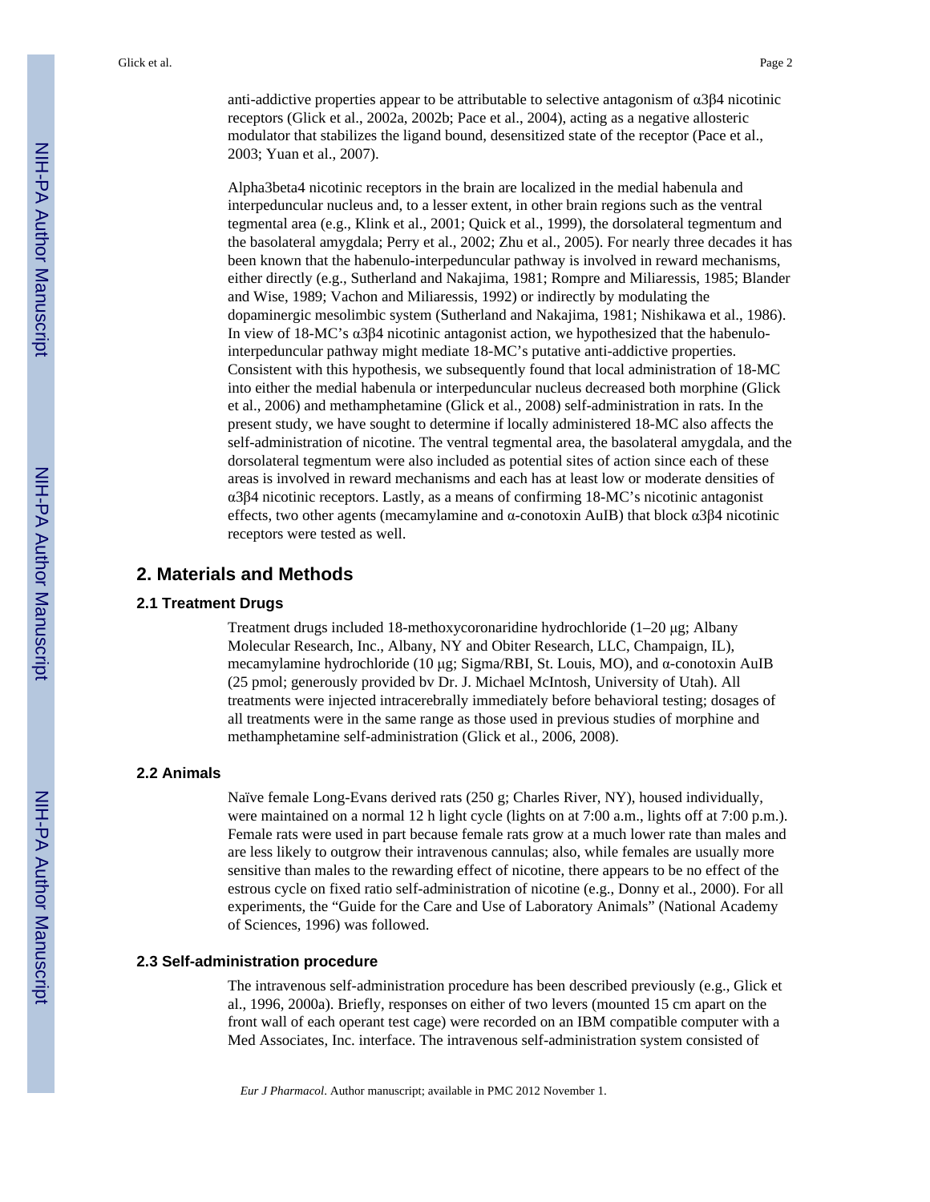anti-addictive properties appear to be attributable to selective antagonism of α3β4 nicotinic receptors (Glick et al., 2002a, 2002b; Pace et al., 2004), acting as a negative allosteric modulator that stabilizes the ligand bound, desensitized state of the receptor (Pace et al., 2003; Yuan et al., 2007).

Alpha3beta4 nicotinic receptors in the brain are localized in the medial habenula and interpeduncular nucleus and, to a lesser extent, in other brain regions such as the ventral tegmental area (e.g., Klink et al., 2001; Quick et al., 1999), the dorsolateral tegmentum and the basolateral amygdala; Perry et al., 2002; Zhu et al., 2005). For nearly three decades it has been known that the habenulo-interpeduncular pathway is involved in reward mechanisms, either directly (e.g., Sutherland and Nakajima, 1981; Rompre and Miliaressis, 1985; Blander and Wise, 1989; Vachon and Miliaressis, 1992) or indirectly by modulating the dopaminergic mesolimbic system (Sutherland and Nakajima, 1981; Nishikawa et al., 1986). In view of 18-MC's α3β4 nicotinic antagonist action, we hypothesized that the habenulo-interpeduncular pathway might mediate 18-MC's putative anti-addictive properties. Consistent with this hypothesis, we subsequently found that local administration of 18-MC into either the medial habenula or interpeduncular nucleus decreased both morphine (Glick et al., 2006) and methamphetamine (Glick et al., 2008) self-administration in rats. In the present study, we have sought to determine if locally administered 18-MC also affects the self-administration of nicotine. The ventral tegmental area, the basolateral amygdala, and the dorsolateral tegmentum were also included as potential sites of action since each of these areas is involved in reward mechanisms and each has at least low or moderate densities of α3β4 nicotinic receptors. Lastly, as a means of confirming 18-MC's nicotinic antagonist effects, two other agents (mecamylamine and α-conotoxin AuIB) that block α3β4 nicotinic receptors were tested as well.

## 2. Materials and Methods

### 2.1 Treatment Drugs

Treatment drugs included 18-methoxycoronaridine hydrochloride (1–20 μg; Albany Molecular Research, Inc., Albany, NY and Obiter Research, LLC, Champaign, IL), mecamylamine hydrochloride (10 μg; Sigma/RBI, St. Louis, MO), and α-conotoxin AuIB (25 pmol; generously provided bv Dr. J. Michael McIntosh, University of Utah). All treatments were injected intracerebrally immediately before behavioral testing; dosages of all treatments were in the same range as those used in previous studies of morphine and methamphetamine self-administration (Glick et al., 2006, 2008).

### 2.2 Animals

Naïve female Long-Evans derived rats (250 g; Charles River, NY), housed individually, were maintained on a normal 12 h light cycle (lights on at 7:00 a.m., lights off at 7:00 p.m.). Female rats were used in part because female rats grow at a much lower rate than males and are less likely to outgrow their intravenous cannulas; also, while females are usually more sensitive than males to the rewarding effect of nicotine, there appears to be no effect of the estrous cycle on fixed ratio self-administration of nicotine (e.g., Donny et al., 2000). For all experiments, the "Guide for the Care and Use of Laboratory Animals" (National Academy of Sciences, 1996) was followed.

### 2.3 Self-administration procedure

The intravenous self-administration procedure has been described previously (e.g., Glick et al., 1996, 2000a). Briefly, responses on either of two levers (mounted 15 cm apart on the front wall of each operant test cage) were recorded on an IBM compatible computer with a Med Associates, Inc. interface. The intravenous self-administration system consisted of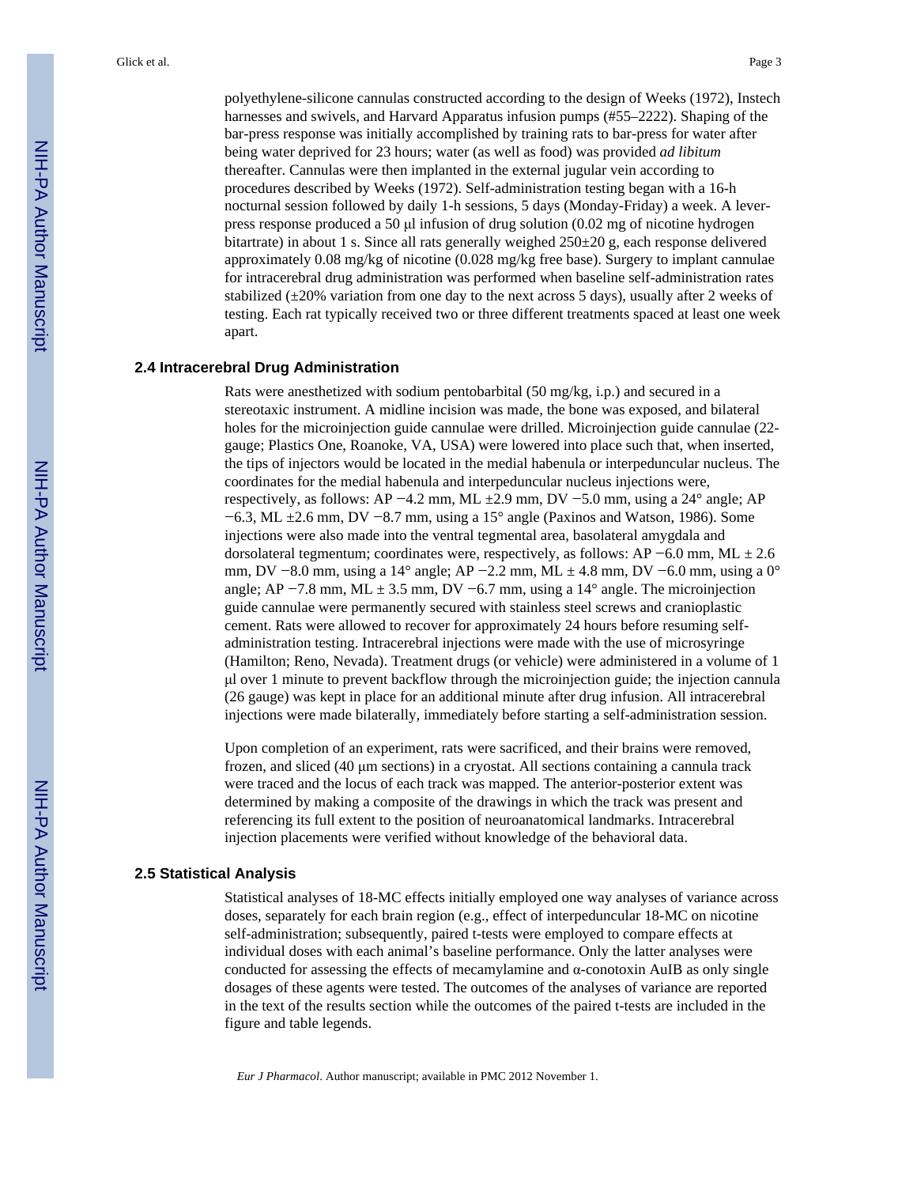polyethylene-silicone cannulas constructed according to the design of Weeks (1972), Instech harnesses and swivels, and Harvard Apparatus infusion pumps (#55–2222). Shaping of the bar-press response was initially accomplished by training rats to bar-press for water after being water deprived for 23 hours; water (as well as food) was provided *ad libitum* thereafter. Cannulas were then implanted in the external jugular vein according to procedures described by Weeks (1972). Self-administration testing began with a 16-h nocturnal session followed by daily 1-h sessions, 5 days (Monday-Friday) a week. A lever-press response produced a 50 μl infusion of drug solution (0.02 mg of nicotine hydrogen bitartrate) in about 1 s. Since all rats generally weighed 250±20 g, each response delivered approximately 0.08 mg/kg of nicotine (0.028 mg/kg free base). Surgery to implant cannulae for intracerebral drug administration was performed when baseline self-administration rates stabilized (±20% variation from one day to the next across 5 days), usually after 2 weeks of testing. Each rat typically received two or three different treatments spaced at least one week apart.

## 2.4 Intracerebral Drug Administration

Rats were anesthetized with sodium pentobarbital (50 mg/kg, i.p.) and secured in a stereotaxic instrument. A midline incision was made, the bone was exposed, and bilateral holes for the microinjection guide cannulae were drilled. Microinjection guide cannulae (22-gauge; Plastics One, Roanoke, VA, USA) were lowered into place such that, when inserted, the tips of injectors would be located in the medial habenula or interpeduncular nucleus. The coordinates for the medial habenula and interpeduncular nucleus injections were, respectively, as follows: AP −4.2 mm, ML ±2.9 mm, DV −5.0 mm, using a 24° angle; AP −6.3, ML ±2.6 mm, DV −8.7 mm, using a 15° angle (Paxinos and Watson, 1986). Some injections were also made into the ventral tegmental area, basolateral amygdala and dorsolateral tegmentum; coordinates were, respectively, as follows: AP −6.0 mm, ML ± 2.6 mm, DV −8.0 mm, using a 14° angle; AP −2.2 mm, ML ± 4.8 mm, DV −6.0 mm, using a 0° angle; AP −7.8 mm, ML ± 3.5 mm, DV −6.7 mm, using a 14° angle. The microinjection guide cannulae were permanently secured with stainless steel screws and cranioplastic cement. Rats were allowed to recover for approximately 24 hours before resuming self-administration testing. Intracerebral injections were made with the use of microsyringe (Hamilton; Reno, Nevada). Treatment drugs (or vehicle) were administered in a volume of 1 μl over 1 minute to prevent backflow through the microinjection guide; the injection cannula (26 gauge) was kept in place for an additional minute after drug infusion. All intracerebral injections were made bilaterally, immediately before starting a self-administration session.

Upon completion of an experiment, rats were sacrificed, and their brains were removed, frozen, and sliced (40 μm sections) in a cryostat. All sections containing a cannula track were traced and the locus of each track was mapped. The anterior-posterior extent was determined by making a composite of the drawings in which the track was present and referencing its full extent to the position of neuroanatomical landmarks. Intracerebral injection placements were verified without knowledge of the behavioral data.

## 2.5 Statistical Analysis

Statistical analyses of 18-MC effects initially employed one way analyses of variance across doses, separately for each brain region (e.g., effect of interpeduncular 18-MC on nicotine self-administration); subsequently, paired t-tests were employed to compare effects at individual doses with each animal's baseline performance. Only the latter analyses were conducted for assessing the effects of mecamylamine and α-conotoxin AuIB as only single dosages of these agents were tested. The outcomes of the analyses of variance are reported in the text of the results section while the outcomes of the paired t-tests are included in the figure and table legends.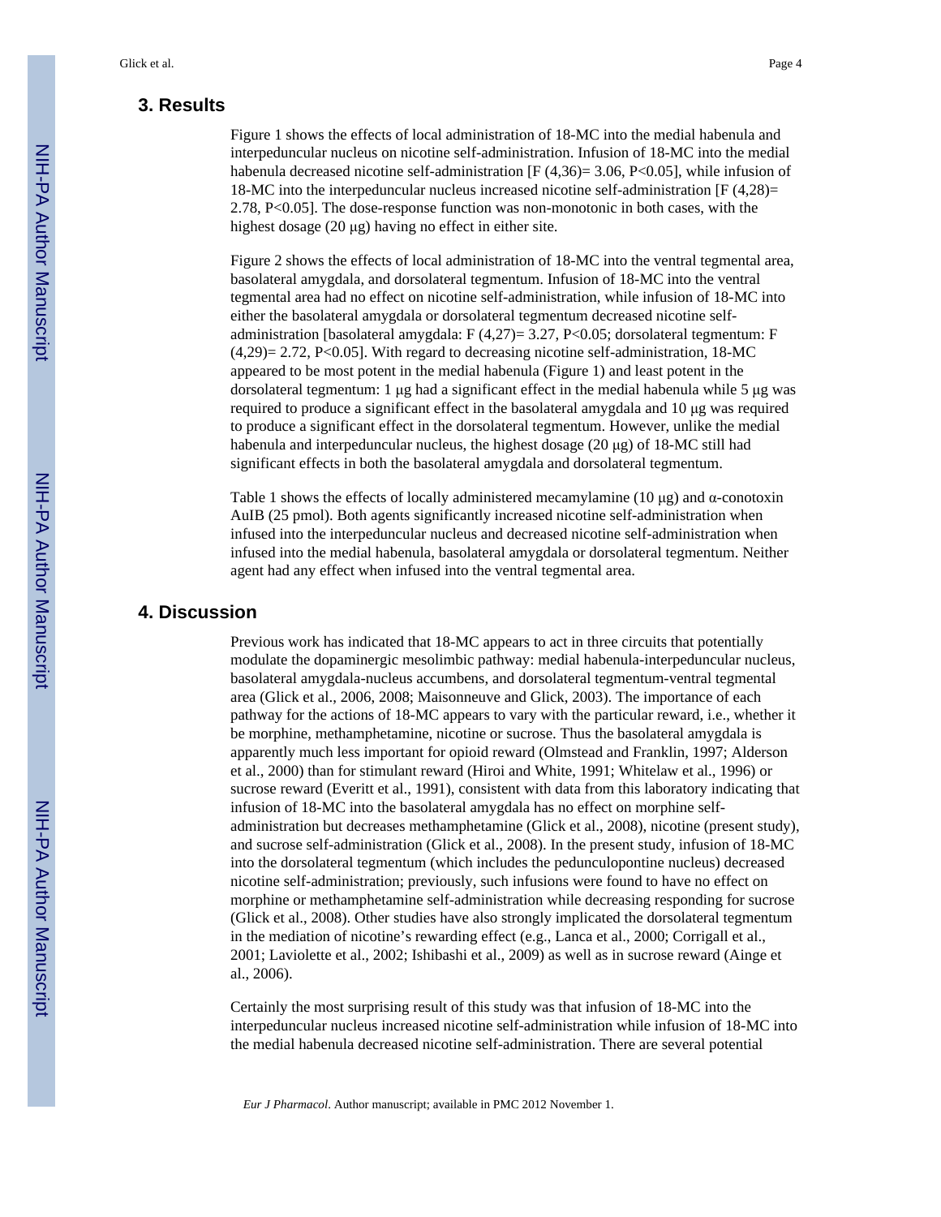## 3. Results

Figure 1 shows the effects of local administration of 18-MC into the medial habenula and interpeduncular nucleus on nicotine self-administration. Infusion of 18-MC into the medial habenula decreased nicotine self-administration [$F(4,36) = 3.06$, $P<0.05$], while infusion of 18-MC into the interpeduncular nucleus increased nicotine self-administration [$F(4,28) = 2.78$, $P<0.05$]. The dose-response function was non-monotonic in both cases, with the highest dosage (20 μg) having no effect in either site.

Figure 2 shows the effects of local administration of 18-MC into the ventral tegmental area, basolateral amygdala, and dorsolateral tegmentum. Infusion of 18-MC into the ventral tegmental area had no effect on nicotine self-administration, while infusion of 18-MC into either the basolateral amygdala or dorsolateral tegmentum decreased nicotine self-administration [basolateral amygdala: $F(4,27) = 3.27$, $P<0.05$; dorsolateral tegmentum: $F(4,29) = 2.72$, $P<0.05$]. With regard to decreasing nicotine self-administration, 18-MC appeared to be most potent in the medial habenula (Figure 1) and least potent in the dorsolateral tegmentum: 1 μg had a significant effect in the medial habenula while 5 μg was required to produce a significant effect in the basolateral amygdala and 10 μg was required to produce a significant effect in the dorsolateral tegmentum. However, unlike the medial habenula and interpeduncular nucleus, the highest dosage (20 μg) of 18-MC still had significant effects in both the basolateral amygdala and dorsolateral tegmentum.

Table 1 shows the effects of locally administered mecamylamine (10 μg) and α-conotoxin AuIB (25 pmol). Both agents significantly increased nicotine self-administration when infused into the interpeduncular nucleus and decreased nicotine self-administration when infused into the medial habenula, basolateral amygdala or dorsolateral tegmentum. Neither agent had any effect when infused into the ventral tegmental area.

## 4. Discussion

Previous work has indicated that 18-MC appears to act in three circuits that potentially modulate the dopaminergic mesolimbic pathway: medial habenula-interpeduncular nucleus, basolateral amygdala-nucleus accumbens, and dorsolateral tegmentum-ventral tegmental area (Glick et al., 2006, 2008; Maisonneuve and Glick, 2003). The importance of each pathway for the actions of 18-MC appears to vary with the particular reward, i.e., whether it be morphine, methamphetamine, nicotine or sucrose. Thus the basolateral amygdala is apparently much less important for opioid reward (Olmstead and Franklin, 1997; Alderson et al., 2000) than for stimulant reward (Hiroi and White, 1991; Whitelaw et al., 1996) or sucrose reward (Everitt et al., 1991), consistent with data from this laboratory indicating that infusion of 18-MC into the basolateral amygdala has no effect on morphine self-administration but decreases methamphetamine (Glick et al., 2008), nicotine (present study), and sucrose self-administration (Glick et al., 2008). In the present study, infusion of 18-MC into the dorsolateral tegmentum (which includes the pedunculopontine nucleus) decreased nicotine self-administration; previously, such infusions were found to have no effect on morphine or methamphetamine self-administration while decreasing responding for sucrose (Glick et al., 2008). Other studies have also strongly implicated the dorsolateral tegmentum in the mediation of nicotine's rewarding effect (e.g., Lanca et al., 2000; Corrigall et al., 2001; Laviolette et al., 2002; Ishibashi et al., 2009) as well as in sucrose reward (Ainge et al., 2006).

Certainly the most surprising result of this study was that infusion of 18-MC into the interpeduncular nucleus increased nicotine self-administration while infusion of 18-MC into the medial habenula decreased nicotine self-administration. There are several potential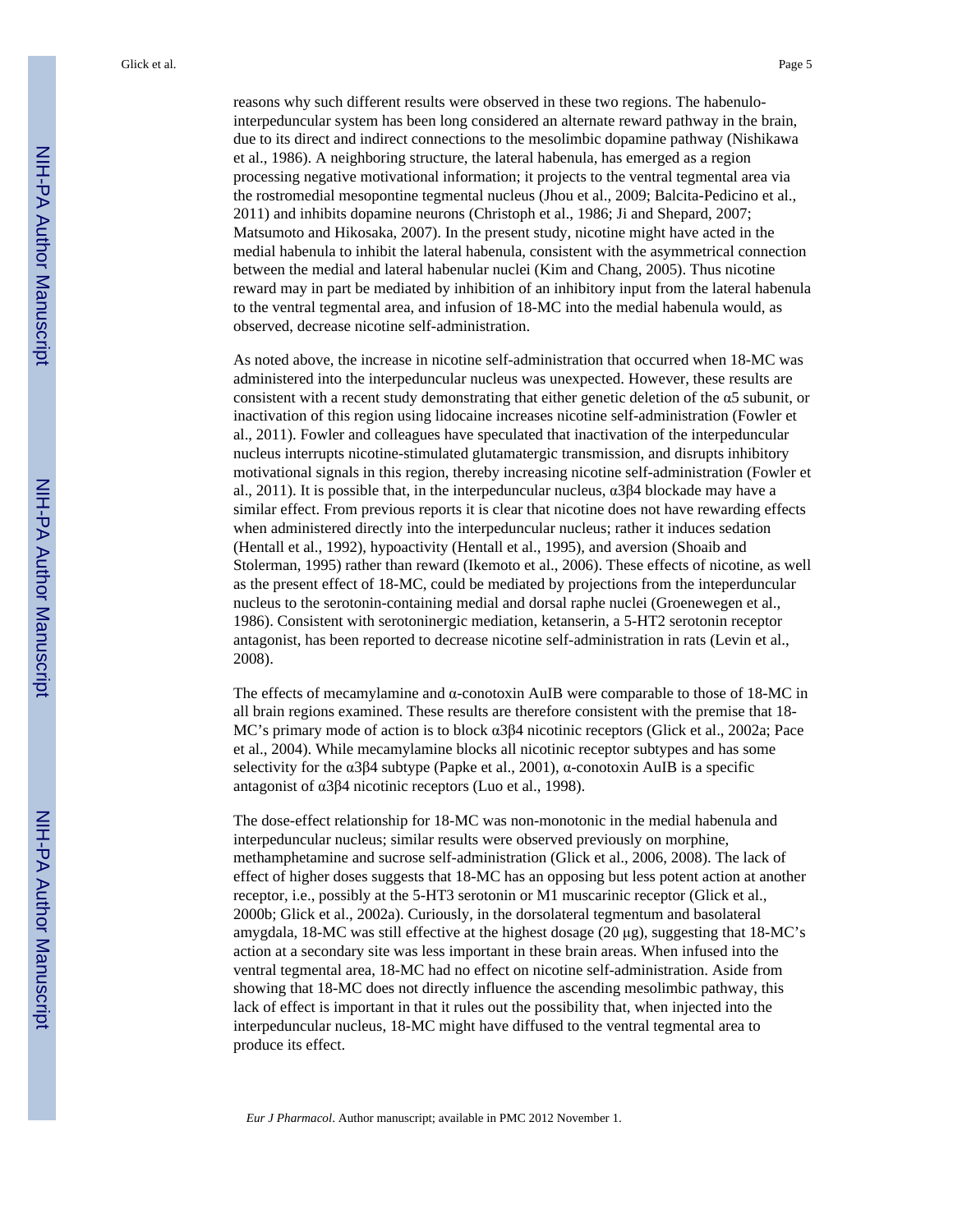reasons why such different results were observed in these two regions. The habenulo-interpeduncular system has been long considered an alternate reward pathway in the brain, due to its direct and indirect connections to the mesolimbic dopamine pathway (Nishikawa et al., 1986). A neighboring structure, the lateral habenula, has emerged as a region processing negative motivational information; it projects to the ventral tegmental area via the rostromedial mesopontine tegmental nucleus (Jhou et al., 2009; Balcita-Pedicino et al., 2011) and inhibits dopamine neurons (Christoph et al., 1986; Ji and Shepard, 2007; Matsumoto and Hikosaka, 2007). In the present study, nicotine might have acted in the medial habenula to inhibit the lateral habenula, consistent with the asymmetrical connection between the medial and lateral habenular nuclei (Kim and Chang, 2005). Thus nicotine reward may in part be mediated by inhibition of an inhibitory input from the lateral habenula to the ventral tegmental area, and infusion of 18-MC into the medial habenula would, as observed, decrease nicotine self-administration.

As noted above, the increase in nicotine self-administration that occurred when 18-MC was administered into the interpeduncular nucleus was unexpected. However, these results are consistent with a recent study demonstrating that either genetic deletion of the α5 subunit, or inactivation of this region using lidocaine increases nicotine self-administration (Fowler et al., 2011). Fowler and colleagues have speculated that inactivation of the interpeduncular nucleus interrupts nicotine-stimulated glutamatergic transmission, and disrupts inhibitory motivational signals in this region, thereby increasing nicotine self-administration (Fowler et al., 2011). It is possible that, in the interpeduncular nucleus, α3β4 blockade may have a similar effect. From previous reports it is clear that nicotine does not have rewarding effects when administered directly into the interpeduncular nucleus; rather it induces sedation (Hentall et al., 1992), hypoactivity (Hentall et al., 1995), and aversion (Shoaib and Stolerman, 1995) rather than reward (Ikemoto et al., 2006). These effects of nicotine, as well as the present effect of 18-MC, could be mediated by projections from the inteperduncular nucleus to the serotonin-containing medial and dorsal raphe nuclei (Groenewegen et al., 1986). Consistent with serotoninergic mediation, ketanserin, a 5-HT2 serotonin receptor antagonist, has been reported to decrease nicotine self-administration in rats (Levin et al., 2008).

The effects of mecamylamine and α-conotoxin AuIB were comparable to those of 18-MC in all brain regions examined. These results are therefore consistent with the premise that 18-MC's primary mode of action is to block α3β4 nicotinic receptors (Glick et al., 2002a; Pace et al., 2004). While mecamylamine blocks all nicotinic receptor subtypes and has some selectivity for the α3β4 subtype (Papke et al., 2001), α-conotoxin AuIB is a specific antagonist of α3β4 nicotinic receptors (Luo et al., 1998).

The dose-effect relationship for 18-MC was non-monotonic in the medial habenula and interpeduncular nucleus; similar results were observed previously on morphine, methamphetamine and sucrose self-administration (Glick et al., 2006, 2008). The lack of effect of higher doses suggests that 18-MC has an opposing but less potent action at another receptor, i.e., possibly at the 5-HT3 serotonin or M1 muscarinic receptor (Glick et al., 2000b; Glick et al., 2002a). Curiously, in the dorsolateral tegmentum and basolateral amygdala, 18-MC was still effective at the highest dosage (20 μg), suggesting that 18-MC's action at a secondary site was less important in these brain areas. When infused into the ventral tegmental area, 18-MC had no effect on nicotine self-administration. Aside from showing that 18-MC does not directly influence the ascending mesolimbic pathway, this lack of effect is important in that it rules out the possibility that, when injected into the interpeduncular nucleus, 18-MC might have diffused to the ventral tegmental area to produce its effect.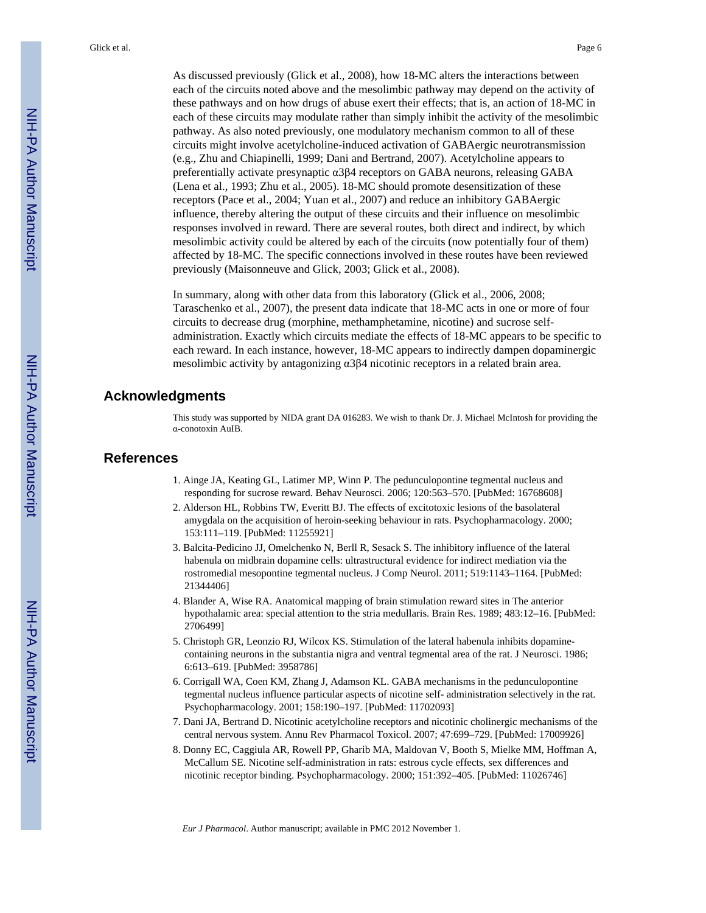As discussed previously (Glick et al., 2008), how 18-MC alters the interactions between each of the circuits noted above and the mesolimbic pathway may depend on the activity of these pathways and on how drugs of abuse exert their effects; that is, an action of 18-MC in each of these circuits may modulate rather than simply inhibit the activity of the mesolimbic pathway. As also noted previously, one modulatory mechanism common to all of these circuits might involve acetylcholine-induced activation of GABAergic neurotransmission (e.g., Zhu and Chiapinelli, 1999; Dani and Bertrand, 2007). Acetylcholine appears to preferentially activate presynaptic α3β4 receptors on GABA neurons, releasing GABA (Lena et al., 1993; Zhu et al., 2005). 18-MC should promote desensitization of these receptors (Pace et al., 2004; Yuan et al., 2007) and reduce an inhibitory GABAergic influence, thereby altering the output of these circuits and their influence on mesolimbic responses involved in reward. There are several routes, both direct and indirect, by which mesolimbic activity could be altered by each of the circuits (now potentially four of them) affected by 18-MC. The specific connections involved in these routes have been reviewed previously (Maisonneuve and Glick, 2003; Glick et al., 2008).

In summary, along with other data from this laboratory (Glick et al., 2006, 2008; Taraschenko et al., 2007), the present data indicate that 18-MC acts in one or more of four circuits to decrease drug (morphine, methamphetamine, nicotine) and sucrose self-administration. Exactly which circuits mediate the effects of 18-MC appears to be specific to each reward. In each instance, however, 18-MC appears to indirectly dampen dopaminergic mesolimbic activity by antagonizing α3β4 nicotinic receptors in a related brain area.

## Acknowledgments

This study was supported by NIDA grant DA 016283. We wish to thank Dr. J. Michael McIntosh for providing the α-conotoxin AuIB.

## References

1. Ainge JA, Keating GL, Latimer MP, Winn P. The pedunculopontine tegmental nucleus and responding for sucrose reward. Behav Neurosci. 2006; 120:563–570. [PubMed: 16768608]
2. Alderson HL, Robbins TW, Everitt BJ. The effects of excitotoxic lesions of the basolateral amygdala on the acquisition of heroin-seeking behaviour in rats. Psychopharmacology. 2000; 153:111–119. [PubMed: 11255921]
3. Balcita-Pedicino JJ, Omelchenko N, Berll R, Sesack S. The inhibitory influence of the lateral habenula on midbrain dopamine cells: ultrastructural evidence for indirect mediation via the rostromedial mesopontine tegmental nucleus. J Comp Neurol. 2011; 519:1143–1164. [PubMed: 21344406]
4. Blander A, Wise RA. Anatomical mapping of brain stimulation reward sites in The anterior hypothalamic area: special attention to the stria medullaris. Brain Res. 1989; 483:12–16. [PubMed: 2706499]
5. Christoph GR, Leonzio RJ, Wilcox KS. Stimulation of the lateral habenula inhibits dopamine-containing neurons in the substantia nigra and ventral tegmental area of the rat. J Neurosci. 1986; 6:613–619. [PubMed: 3958786]
6. Corrigall WA, Coen KM, Zhang J, Adamson KL. GABA mechanisms in the pedunculopontine tegmental nucleus influence particular aspects of nicotine self- administration selectively in the rat. Psychopharmacology. 2001; 158:190–197. [PubMed: 11702093]
7. Dani JA, Bertrand D. Nicotinic acetylcholine receptors and nicotinic cholinergic mechanisms of the central nervous system. Annu Rev Pharmacol Toxicol. 2007; 47:699–729. [PubMed: 17009926]
8. Donny EC, Caggiula AR, Rowell PP, Gharib MA, Maldovan V, Booth S, Mielke MM, Hoffman A, McCallum SE. Nicotine self-administration in rats: estrous cycle effects, sex differences and nicotinic receptor binding. Psychopharmacology. 2000; 151:392–405. [PubMed: 11026746]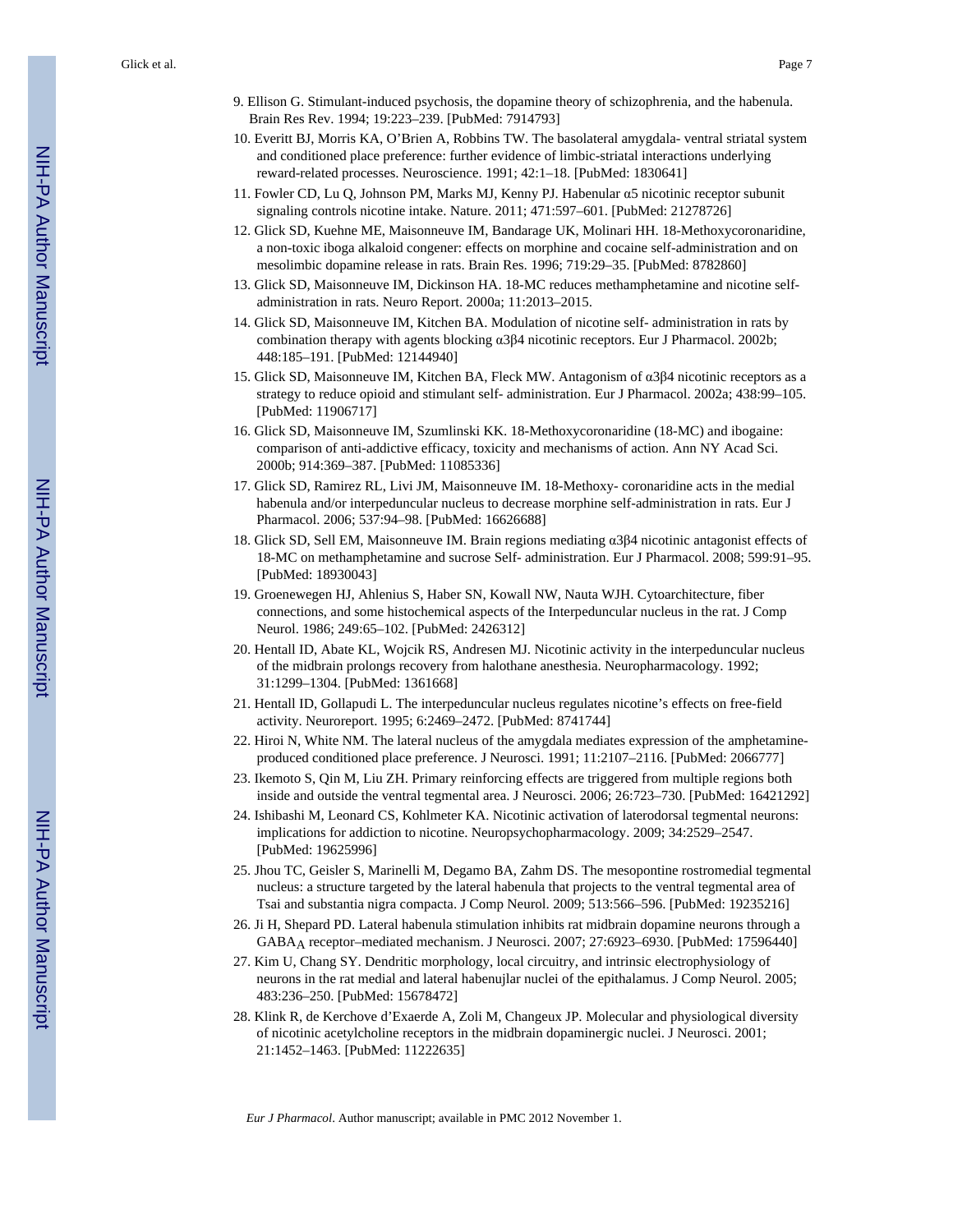9. Ellison G. Stimulant-induced psychosis, the dopamine theory of schizophrenia, and the habenula. Brain Res Rev. 1994; 19:223–239. [PubMed: 7914793]
10. Everitt BJ, Morris KA, O'Brien A, Robbins TW. The basolateral amygdala- ventral striatal system and conditioned place preference: further evidence of limbic-striatal interactions underlying reward-related processes. Neuroscience. 1991; 42:1–18. [PubMed: 1830641]
11. Fowler CD, Lu Q, Johnson PM, Marks MJ, Kenny PJ. Habenular α5 nicotinic receptor subunit signaling controls nicotine intake. Nature. 2011; 471:597–601. [PubMed: 21278726]
12. Glick SD, Kuehne ME, Maisonneuve IM, Bandarage UK, Molinari HH. 18-Methoxycoronaridine, a non-toxic iboga alkaloid congener: effects on morphine and cocaine self-administration and on mesolimbic dopamine release in rats. Brain Res. 1996; 719:29–35. [PubMed: 8782860]
13. Glick SD, Maisonneuve IM, Dickinson HA. 18-MC reduces methamphetamine and nicotine self-administration in rats. Neuro Report. 2000a; 11:2013–2015.
14. Glick SD, Maisonneuve IM, Kitchen BA. Modulation of nicotine self- administration in rats by combination therapy with agents blocking α3β4 nicotinic receptors. Eur J Pharmacol. 2002b; 448:185–191. [PubMed: 12144940]
15. Glick SD, Maisonneuve IM, Kitchen BA, Fleck MW. Antagonism of α3β4 nicotinic receptors as a strategy to reduce opioid and stimulant self- administration. Eur J Pharmacol. 2002a; 438:99–105. [PubMed: 11906717]
16. Glick SD, Maisonneuve IM, Szumlinski KK. 18-Methoxycoronaridine (18-MC) and ibogaine: comparison of anti-addictive efficacy, toxicity and mechanisms of action. Ann NY Acad Sci. 2000b; 914:369–387. [PubMed: 11085336]
17. Glick SD, Ramirez RL, Livi JM, Maisonneuve IM. 18-Methoxy- coronaridine acts in the medial habenula and/or interpeduncular nucleus to decrease morphine self-administration in rats. Eur J Pharmacol. 2006; 537:94–98. [PubMed: 16626688]
18. Glick SD, Sell EM, Maisonneuve IM. Brain regions mediating α3β4 nicotinic antagonist effects of 18-MC on methamphetamine and sucrose Self- administration. Eur J Pharmacol. 2008; 599:91–95. [PubMed: 18930043]
19. Groenewegen HJ, Ahlenius S, Haber SN, Kowall NW, Nauta WJH. Cytoarchitecture, fiber connections, and some histochemical aspects of the Interpeduncular nucleus in the rat. J Comp Neurol. 1986; 249:65–102. [PubMed: 2426312]
20. Hentall ID, Abate KL, Wojcik RS, Andresen MJ. Nicotinic activity in the interpeduncular nucleus of the midbrain prolongs recovery from halothane anesthesia. Neuropharmacology. 1992; 31:1299–1304. [PubMed: 1361668]
21. Hentall ID, Gollapudi L. The interpeduncular nucleus regulates nicotine's effects on free-field activity. Neuroreport. 1995; 6:2469–2472. [PubMed: 8741744]
22. Hiroi N, White NM. The lateral nucleus of the amygdala mediates expression of the amphetamine-produced conditioned place preference. J Neurosci. 1991; 11:2107–2116. [PubMed: 2066777]
23. Ikemoto S, Qin M, Liu ZH. Primary reinforcing effects are triggered from multiple regions both inside and outside the ventral tegmental area. J Neurosci. 2006; 26:723–730. [PubMed: 16421292]
24. Ishibashi M, Leonard CS, Kohlmeter KA. Nicotinic activation of laterodorsal tegmental neurons: implications for addiction to nicotine. Neuropsychopharmacology. 2009; 34:2529–2547. [PubMed: 19625996]
25. Jhou TC, Geisler S, Marinelli M, Degamo BA, Zahm DS. The mesopontine rostromedial tegmental nucleus: a structure targeted by the lateral habenula that projects to the ventral tegmental area of Tsai and substantia nigra compacta. J Comp Neurol. 2009; 513:566–596. [PubMed: 19235216]
26. Ji H, Shepard PD. Lateral habenula stimulation inhibits rat midbrain dopamine neurons through a $GABA_A$ receptor–mediated mechanism. J Neurosci. 2007; 27:6923–6930. [PubMed: 17596440]
27. Kim U, Chang SY. Dendritic morphology, local circuitry, and intrinsic electrophysiology of neurons in the rat medial and lateral habenujlar nuclei of the epithalamus. J Comp Neurol. 2005; 483:236–250. [PubMed: 15678472]
28. Klink R, de Kerchove d'Exaerde A, Zoli M, Changeux JP. Molecular and physiological diversity of nicotinic acetylcholine receptors in the midbrain dopaminergic nuclei. J Neurosci. 2001; 21:1452–1463. [PubMed: 11222635]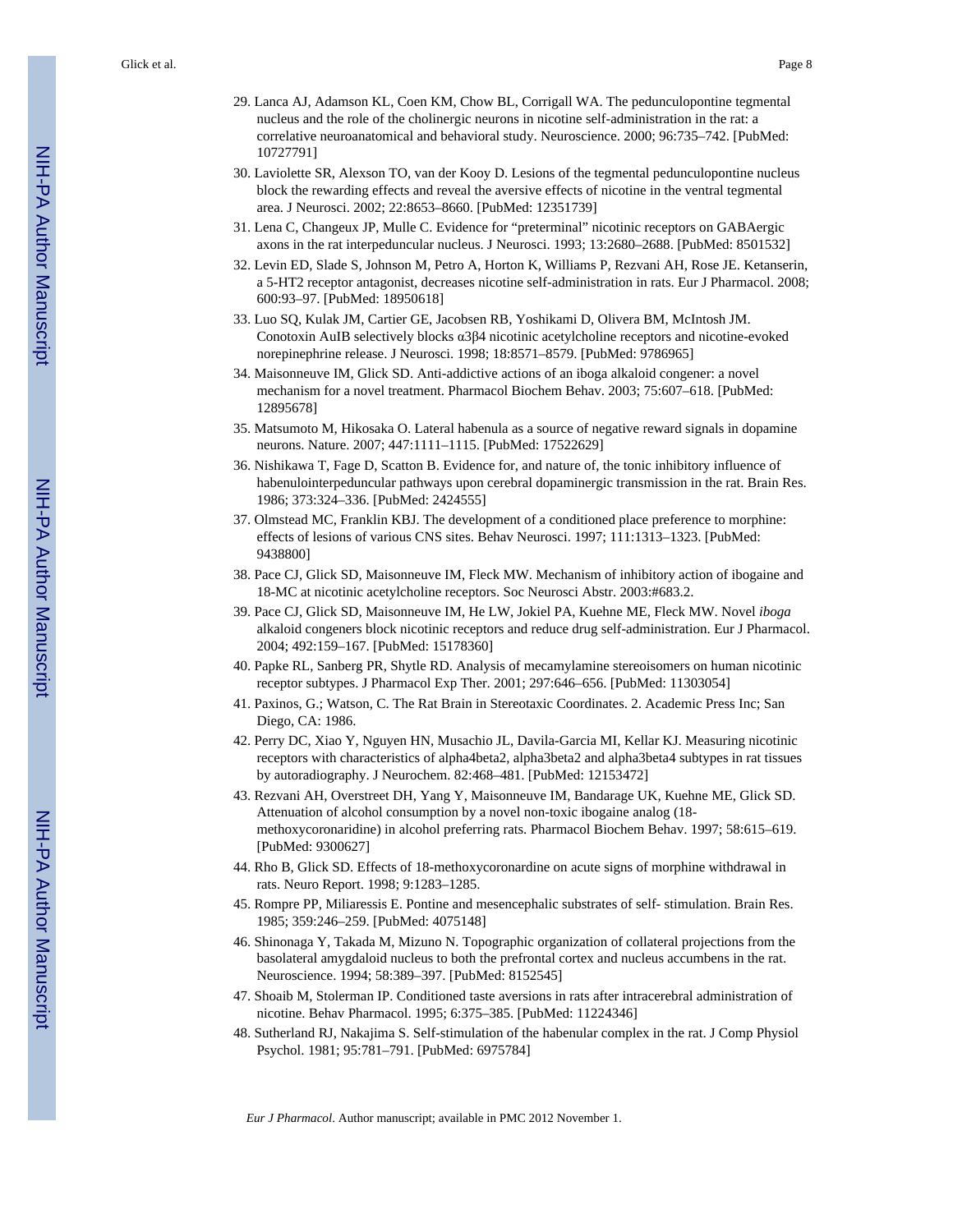29. Lanca AJ, Adamson KL, Coen KM, Chow BL, Corrigall WA. The pedunculopontine tegmental nucleus and the role of the cholinergic neurons in nicotine self-administration in the rat: a correlative neuroanatomical and behavioral study. Neuroscience. 2000; 96:735–742. [PubMed: 10727791]
30. Laviolette SR, Alexson TO, van der Kooy D. Lesions of the tegmental pedunculopontine nucleus block the rewarding effects and reveal the aversive effects of nicotine in the ventral tegmental area. J Neurosci. 2002; 22:8653–8660. [PubMed: 12351739]
31. Lena C, Changeux JP, Mulle C. Evidence for "preterminal" nicotinic receptors on GABAergic axons in the rat interpeduncular nucleus. J Neurosci. 1993; 13:2680–2688. [PubMed: 8501532]
32. Levin ED, Slade S, Johnson M, Petro A, Horton K, Williams P, Rezvani AH, Rose JE. Ketanserin, a 5-HT2 receptor antagonist, decreases nicotine self-administration in rats. Eur J Pharmacol. 2008; 600:93–97. [PubMed: 18950618]
33. Luo SQ, Kulak JM, Cartier GE, Jacobsen RB, Yoshikami D, Olivera BM, McIntosh JM. Conotoxin AuIB selectively blocks $\alpha 3\beta 4$ nicotinic acetylcholine receptors and nicotine-evoked norepinephrine release. J Neurosci. 1998; 18:8571–8579. [PubMed: 9786965]
34. Maisonneuve IM, Glick SD. Anti-addictive actions of an iboga alkaloid congener: a novel mechanism for a novel treatment. Pharmacol Biochem Behav. 2003; 75:607–618. [PubMed: 12895678]
35. Matsumoto M, Hikosaka O. Lateral habenula as a source of negative reward signals in dopamine neurons. Nature. 2007; 447:1111–1115. [PubMed: 17522629]
36. Nishikawa T, Fage D, Scatton B. Evidence for, and nature of, the tonic inhibitory influence of habenulointerpeduncular pathways upon cerebral dopaminergic transmission in the rat. Brain Res. 1986; 373:324–336. [PubMed: 2424555]
37. Olmstead MC, Franklin KBJ. The development of a conditioned place preference to morphine: effects of lesions of various CNS sites. Behav Neurosci. 1997; 111:1313–1323. [PubMed: 9438800]
38. Pace CJ, Glick SD, Maisonneuve IM, Fleck MW. Mechanism of inhibitory action of ibogaine and 18-MC at nicotinic acetylcholine receptors. Soc Neurosci Abstr. 2003:#683.2.
39. Pace CJ, Glick SD, Maisonneuve IM, He LW, Jokiel PA, Kuehne ME, Fleck MW. Novel *iboga* alkaloid congeners block nicotinic receptors and reduce drug self-administration. Eur J Pharmacol. 2004; 492:159–167. [PubMed: 15178360]
40. Papke RL, Sanberg PR, Shytle RD. Analysis of mecamylamine stereoisomers on human nicotinic receptor subtypes. J Pharmacol Exp Ther. 2001; 297:646–656. [PubMed: 11303054]
41. Paxinos, G.; Watson, C. The Rat Brain in Stereotaxic Coordinates. 2. Academic Press Inc; San Diego, CA: 1986.
42. Perry DC, Xiao Y, Nguyen HN, Musachio JL, Davila-Garcia MI, Kellar KJ. Measuring nicotinic receptors with characteristics of alpha4beta2, alpha3beta2 and alpha3beta4 subtypes in rat tissues by autoradiography. J Neurochem. 82:468–481. [PubMed: 12153472]
43. Rezvani AH, Overstreet DH, Yang Y, Maisonneuve IM, Bandarage UK, Kuehne ME, Glick SD. Attenuation of alcohol consumption by a novel non-toxic ibogaine analog (18-methoxycoronaridine) in alcohol preferring rats. Pharmacol Biochem Behav. 1997; 58:615–619. [PubMed: 9300627]
44. Rho B, Glick SD. Effects of 18-methoxycoronardine on acute signs of morphine withdrawal in rats. Neuro Report. 1998; 9:1283–1285.
45. Rompre PP, Miliaressis E. Pontine and mesencephalic substrates of self- stimulation. Brain Res. 1985; 359:246–259. [PubMed: 4075148]
46. Shinonaga Y, Takada M, Mizuno N. Topographic organization of collateral projections from the basolateral amygdaloid nucleus to both the prefrontal cortex and nucleus accumbens in the rat. Neuroscience. 1994; 58:389–397. [PubMed: 8152545]
47. Shoaib M, Stolerman IP. Conditioned taste aversions in rats after intracerebral administration of nicotine. Behav Pharmacol. 1995; 6:375–385. [PubMed: 11224346]
48. Sutherland RJ, Nakajima S. Self-stimulation of the habenular complex in the rat. J Comp Physiol Psychol. 1981; 95:781–791. [PubMed: 6975784]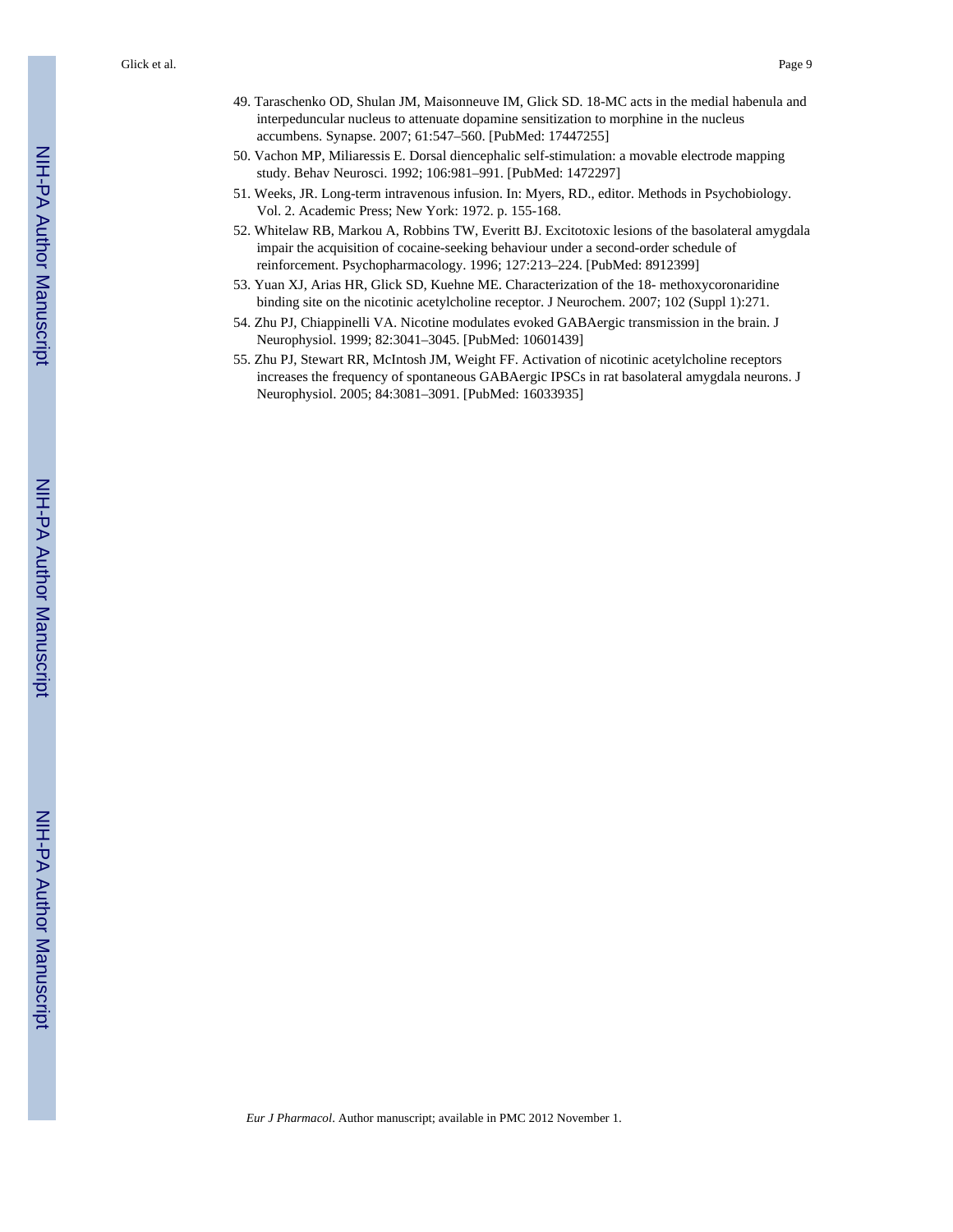49. Taraschenko OD, Shulan JM, Maisonneuve IM, Glick SD. 18-MC acts in the medial habenula and interpeduncular nucleus to attenuate dopamine sensitization to morphine in the nucleus accumbens. Synapse. 2007; 61:547–560. [PubMed: 17447255]
50. Vachon MP, Miliaressis E. Dorsal diencephalic self-stimulation: a movable electrode mapping study. Behav Neurosci. 1992; 106:981–991. [PubMed: 1472297]
51. Weeks, JR. Long-term intravenous infusion. In: Myers, RD., editor. Methods in Psychobiology. Vol. 2. Academic Press; New York: 1972. p. 155-168.
52. Whitelaw RB, Markou A, Robbins TW, Everitt BJ. Excitotoxic lesions of the basolateral amygdala impair the acquisition of cocaine-seeking behaviour under a second-order schedule of reinforcement. Psychopharmacology. 1996; 127:213–224. [PubMed: 8912399]
53. Yuan XJ, Arias HR, Glick SD, Kuehne ME. Characterization of the 18- methoxycoronaridine binding site on the nicotinic acetylcholine receptor. J Neurochem. 2007; 102 (Suppl 1):271.
54. Zhu PJ, Chiappinelli VA. Nicotine modulates evoked GABAergic transmission in the brain. J Neurophysiol. 1999; 82:3041–3045. [PubMed: 10601439]
55. Zhu PJ, Stewart RR, McIntosh JM, Weight FF. Activation of nicotinic acetylcholine receptors increases the frequency of spontaneous GABAergic IPSCs in rat basolateral amygdala neurons. J Neurophysiol. 2005; 84:3081–3091. [PubMed: 16033935]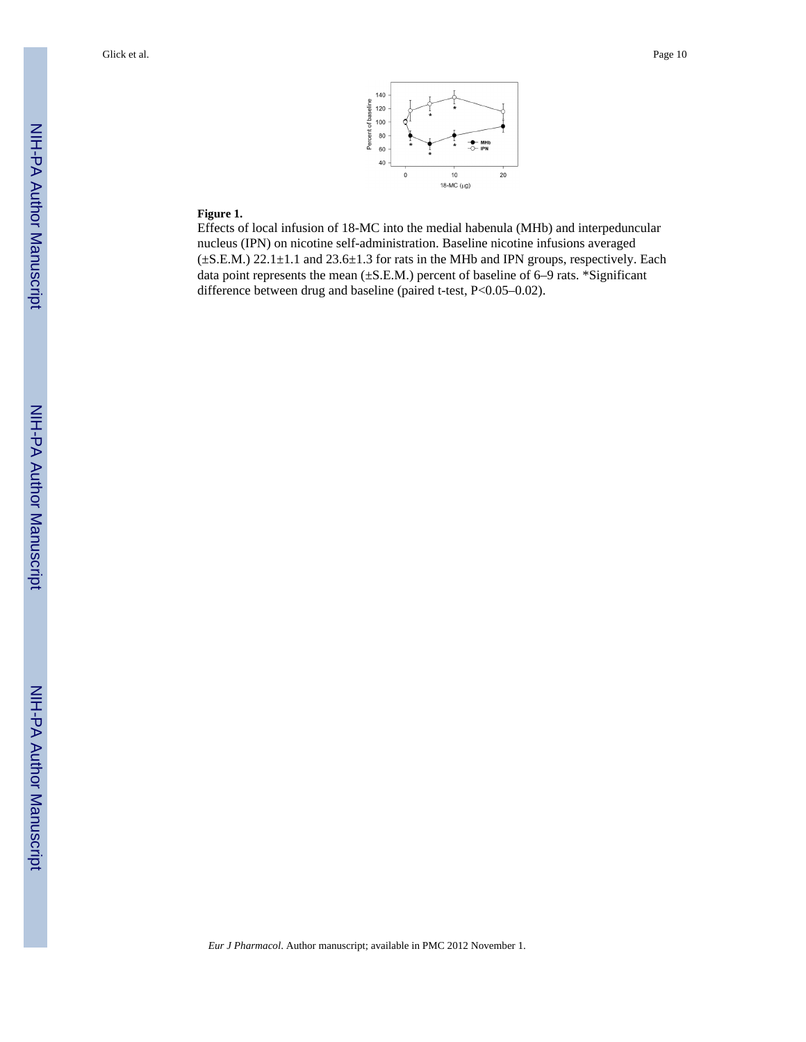**Figure 1.**

Effects of local infusion of 18-MC into the medial habenula (MHb) and interpeduncular nucleus (IPN) on nicotine self-administration. Baseline nicotine infusions averaged (±S.E.M.) 22.1±1.1 and 23.6±1.3 for rats in the MHb and IPN groups, respectively. Each data point represents the mean (±S.E.M.) percent of baseline of 6–9 rats. *Significant difference between drug and baseline (paired t-test, $P<0.05–0.02$).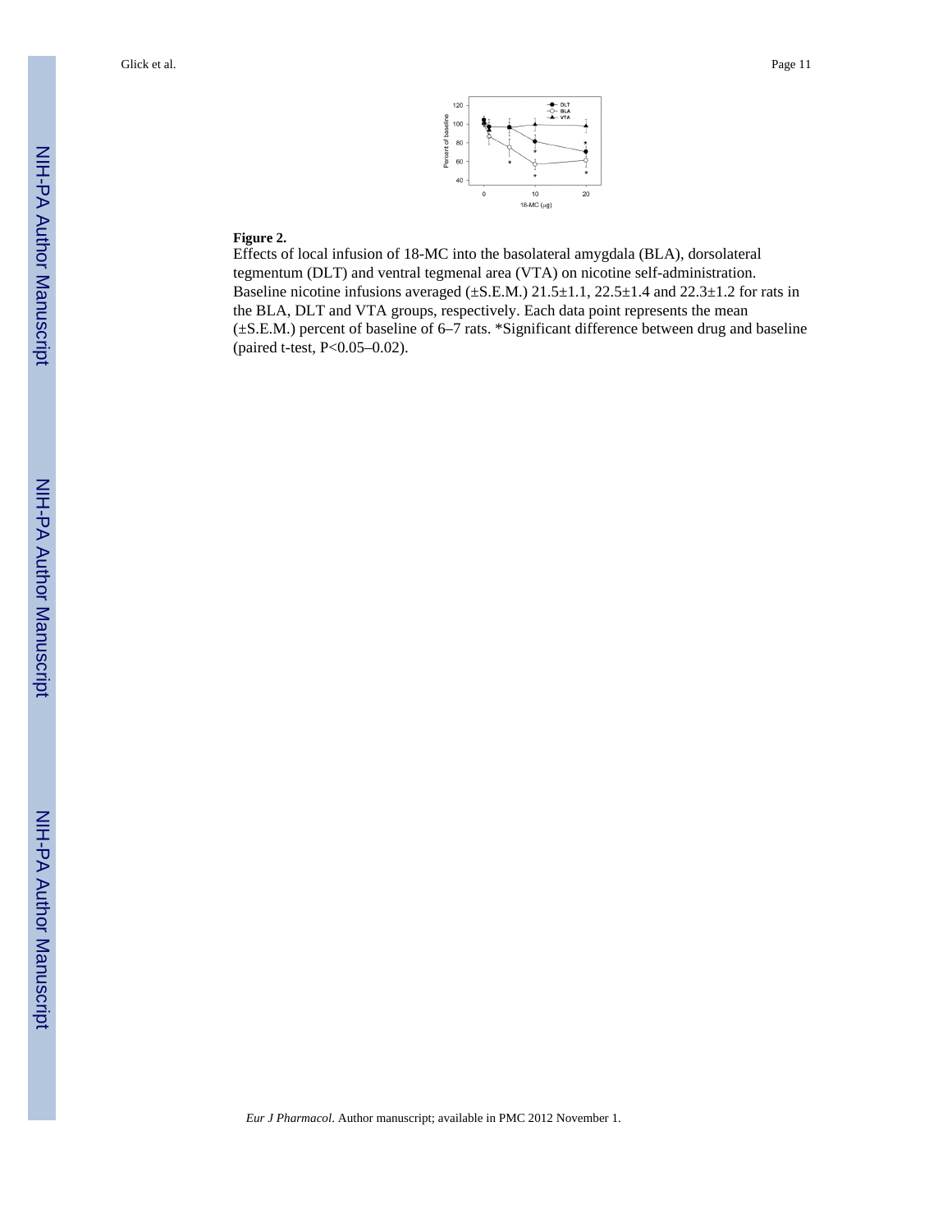**Figure 2.**

Effects of local infusion of 18-MC into the basolateral amygdala (BLA), dorsolateral tegmentum (DLT) and ventral tegmenal area (VTA) on nicotine self-administration. Baseline nicotine infusions averaged (±S.E.M.) 21.5±1.1, 22.5±1.4 and 22.3±1.2 for rats in the BLA, DLT and VTA groups, respectively. Each data point represents the mean (±S.E.M.) percent of baseline of 6–7 rats. *Significant difference between drug and baseline (paired t-test, P<0.05–0.02).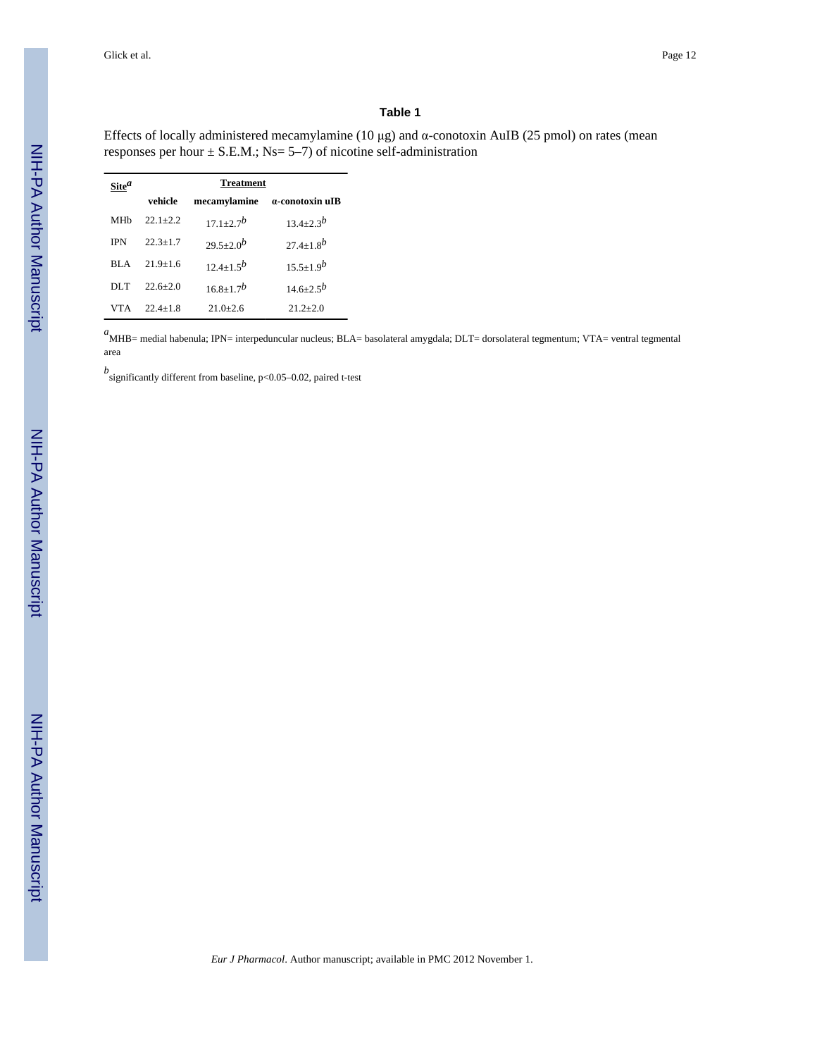## Table 1

Effects of locally administered mecamylamine (10 μg) and α-conotoxin AuIB (25 pmol) on rates (mean responses per hour ± S.E.M.; Ns= 5–7) of nicotine self-administration

| Site[a] | Treatment | | |
|---|---|---|---|
| | vehicle | mecamylamine | α-conotoxin uIB |
| MHb | 22.1±2.2 | 17.1±2.7[b] | 13.4±2.3[b] |
| IPN | 22.3±1.7 | 29.5±2.0[b] | 27.4±1.8[b] |
| BLA | 21.9±1.6 | 12.4±1.5[b] | 15.5±1.9[b] |
| DLT | 22.6±2.0 | 16.8±1.7[b] | 14.6±2.5[b] |
| VTA | 22.4±1.8 | 21.0±2.6 | 21.2±2.0 |

[a] MHB= medial habenula; IPN= interpeduncular nucleus; BLA= basolateral amygdala; DLT= dorsolateral tegmentum; VTA= ventral tegmental area

[b] significantly different from baseline, p<0.05–0.02, paired t-test